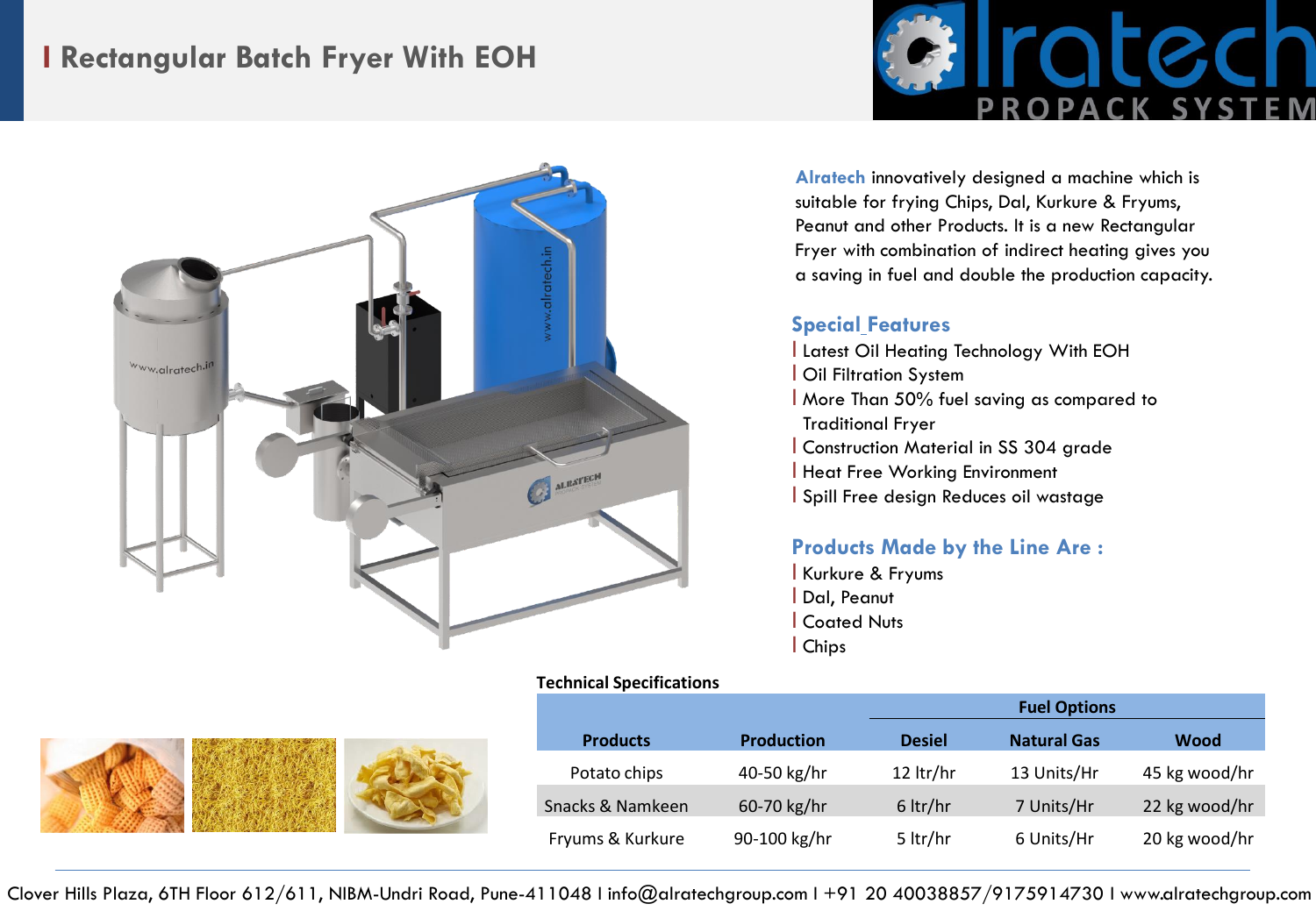# Rectangular Batch Fryer With EOH

**Alratech** innovatively designed a machine which is suitable for frying Chips, Dal, Kurkure & Fryums, Peanut and other Products. It is a new Rectangular Fryer with combination of indirect heating gives you a saving in fuel and double the production capacity.

## Special Features

- Latest Oil Heating Technology With EOH
- Oil Filtration System
- More Than 50% fuel saving as compared to Traditional Fryer
- Construction Material in SS 304 grade
- Heat Free Working Environment
- Spill Free design Reduces oil wastage

## Products Made by the Line Are :

- Kurkure & Fryums
- Dal, Peanut
- Coated Nuts
- Chips

**Technical Specifications**

| Products | Production | Fuel Options | | |
|---|---|---|---|---|
| | | Desiel | Natural Gas | Wood |
| Potato chips | 40-50 kg/hr | 12 ltr/hr | 13 Units/Hr | 45 kg wood/hr |
| Snacks & Namkeen | 60-70 kg/hr | 6 ltr/hr | 7 Units/Hr | 22 kg wood/hr |
| Fryums & Kurkure | 90-100 kg/hr | 5 ltr/hr | 6 Units/Hr | 20 kg wood/hr |

Clover Hills Plaza, 6TH Floor 612/611, NIBM-Undri Road, Pune-411048 I info@alratechgroup.com I +91 20 40038857/9175914730 I www.alratechgroup.com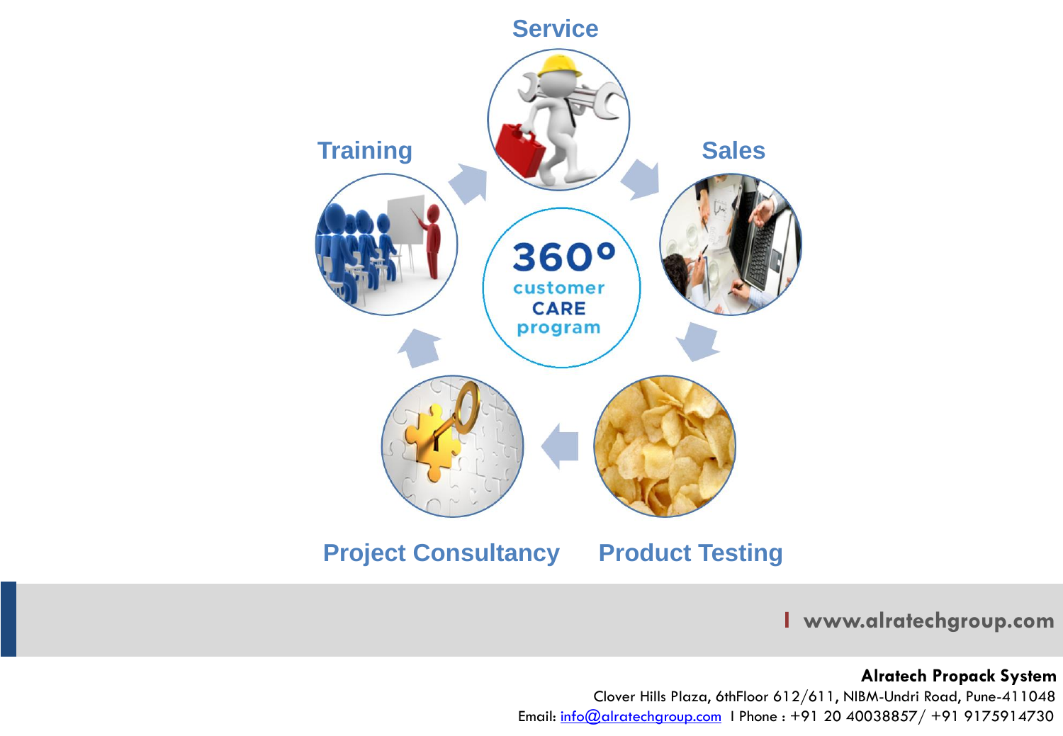Service

Training

Sales

360°

customer

CARE

program

Project Consultancy

Product Testing

www.alratechgroup.com

**Alratech Propack System**

Clover Hills Plaza, 6thFloor 612/611, NIBM-Undri Road, Pune-411048

Email: info@alratechgroup.com I Phone : +91 20 40038857/ +91 9175914730